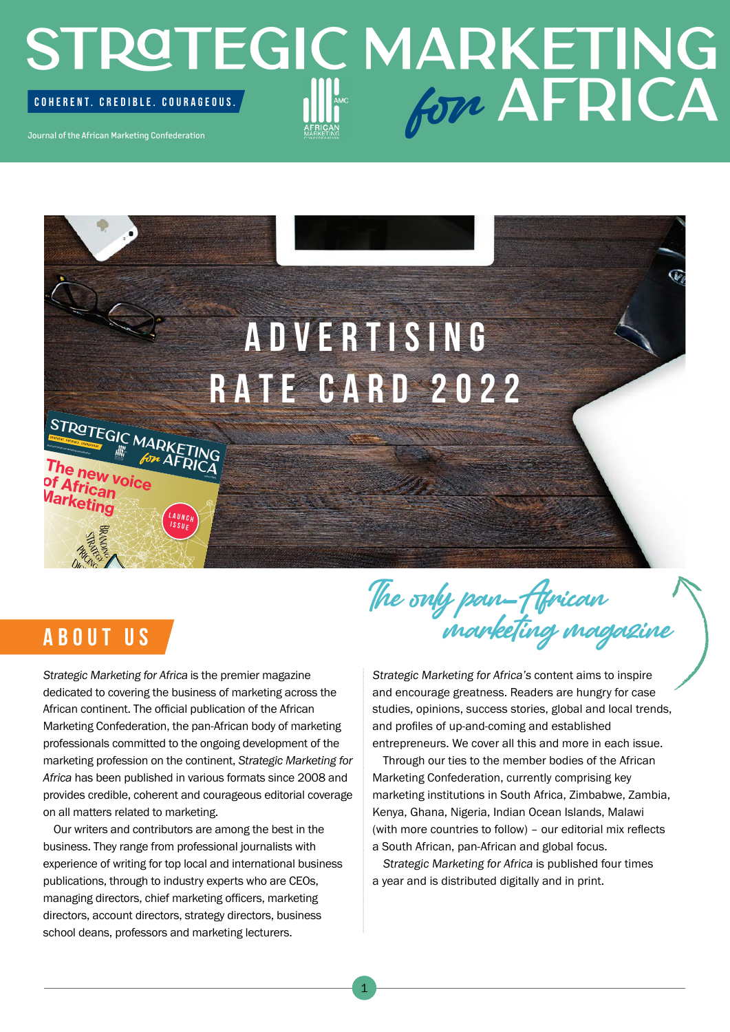# STRATEGIC MARKETING *for* AFRICA

COHERENT. CREDIBLE. COURAGEOUS.

Journal of the African Marketing Confederation

# ADVERTISING RATE CARD 2022

*The only pan-African marketing magazine*

## ABOUT US

*Strategic Marketing for Africa* is the premier magazine dedicated to covering the business of marketing across the African continent. The official publication of the African Marketing Confederation, the pan-African body of marketing professionals committed to the ongoing development of the marketing profession on the continent, *Strategic Marketing for Africa* has been published in various formats since 2008 and provides credible, coherent and courageous editorial coverage on all matters related to marketing.

Our writers and contributors are among the best in the business. They range from professional journalists with experience of writing for top local and international business publications, through to industry experts who are CEOs, managing directors, chief marketing officers, marketing directors, account directors, strategy directors, business school deans, professors and marketing lecturers.

*Strategic Marketing for Africa's* content aims to inspire and encourage greatness. Readers are hungry for case studies, opinions, success stories, global and local trends, and profiles of up-and-coming and established entrepreneurs. We cover all this and more in each issue.

Through our ties to the member bodies of the African Marketing Confederation, currently comprising key marketing institutions in South Africa, Zimbabwe, Zambia, Kenya, Ghana, Nigeria, Indian Ocean Islands, Malawi (with more countries to follow) – our editorial mix reflects a South African, pan-African and global focus.

*Strategic Marketing for Africa* is published four times a year and is distributed digitally and in print.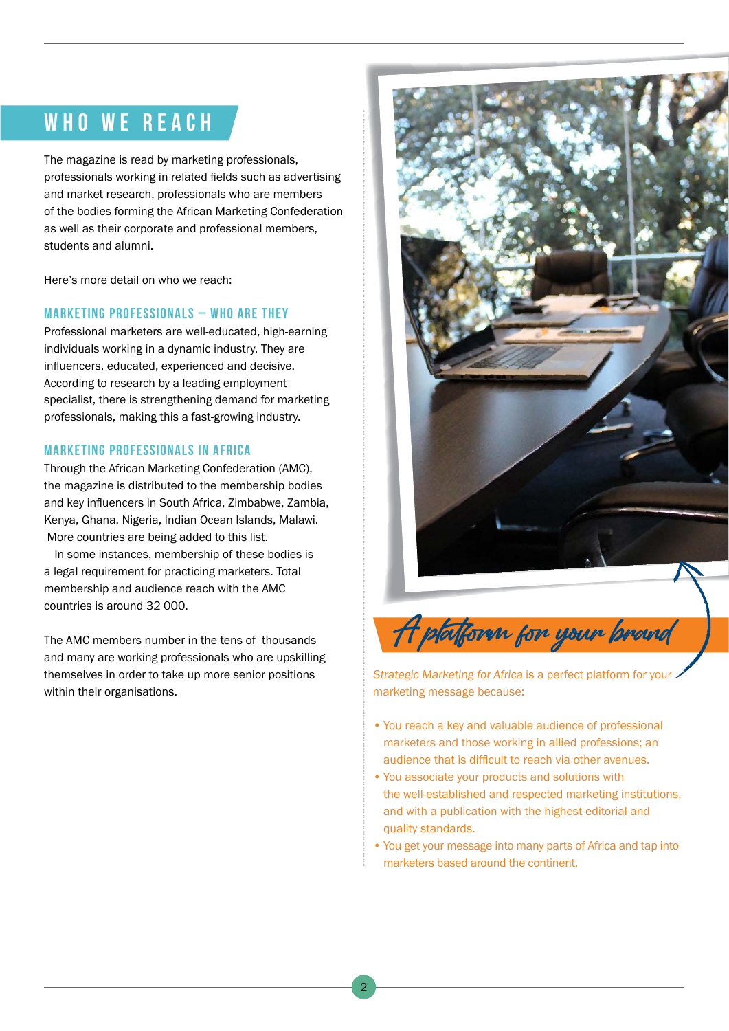# WHO WE REACH

The magazine is read by marketing professionals, professionals working in related fields such as advertising and market research, professionals who are members of the bodies forming the African Marketing Confederation as well as their corporate and professional members, students and alumni.

Here's more detail on who we reach:

### MARKETING PROFESSIONALS – WHO ARE THEY

Professional marketers are well-educated, high-earning individuals working in a dynamic industry. They are influencers, educated, experienced and decisive. According to research by a leading employment specialist, there is strengthening demand for marketing professionals, making this a fast-growing industry.

### MARKETING PROFESSIONALS IN AFRICA

Through the African Marketing Confederation (AMC), the magazine is distributed to the membership bodies and key influencers in South Africa, Zimbabwe, Zambia, Kenya, Ghana, Nigeria, Indian Ocean Islands, Malawi. More countries are being added to this list.

In some instances, membership of these bodies is a legal requirement for practicing marketers. Total membership and audience reach with the AMC countries is around 32 000.

The AMC members number in the tens of thousands and many are working professionals who are upskilling themselves in order to take up more senior positions within their organisations.

## A platform for your brand

*Strategic Marketing for Africa* is a perfect platform for your marketing message because:

- You reach a key and valuable audience of professional marketers and those working in allied professions; an audience that is difficult to reach via other avenues.
- You associate your products and solutions with the well-established and respected marketing institutions, and with a publication with the highest editorial and quality standards.
- You get your message into many parts of Africa and tap into marketers based around the continent.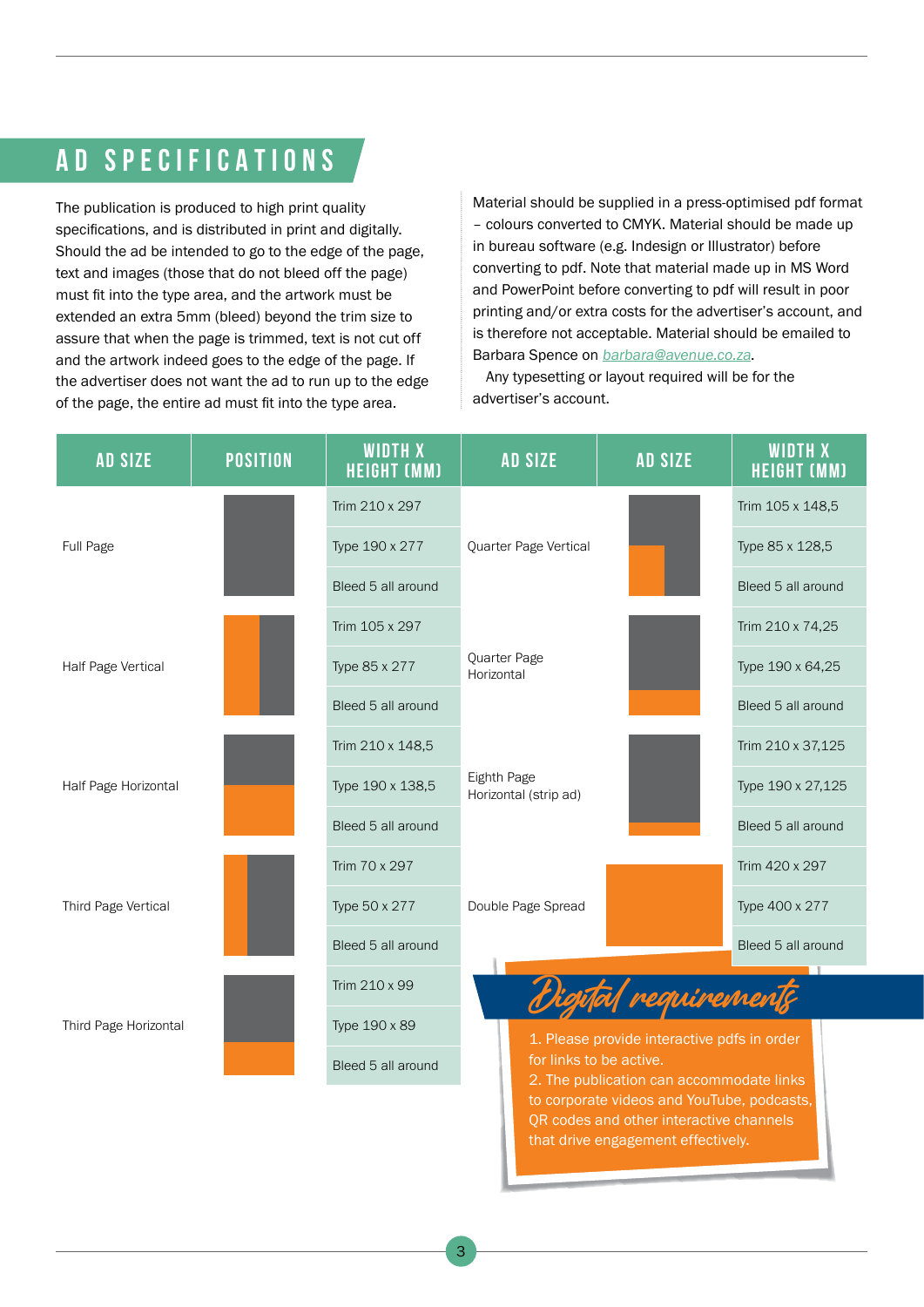## AD SPECIFICATIONS

The publication is produced to high print quality specifications, and is distributed in print and digitally. Should the ad be intended to go to the edge of the page, text and images (those that do not bleed off the page) must fit into the type area, and the artwork must be extended an extra 5mm (bleed) beyond the trim size to assure that when the page is trimmed, text is not cut off and the artwork indeed goes to the edge of the page. If the advertiser does not want the ad to run up to the edge of the page, the entire ad must fit into the type area.

Material should be supplied in a press-optimised pdf format – colours converted to CMYK. Material should be made up in bureau software (e.g. Indesign or Illustrator) before converting to pdf. Note that material made up in MS Word and PowerPoint before converting to pdf will result in poor printing and/or extra costs for the advertiser's account, and is therefore not acceptable. Material should be emailed to Barbara Spence on barbara@avenue.co.za.

Any typesetting or layout required will be for the advertiser's account.

| AD SIZE | POSITION | WIDTH X HEIGHT (MM) | AD SIZE | AD SIZE | WIDTH X HEIGHT (MM) |
|---|---|---|---|---|---|
| Full Page | | Trim 210 x 297 | Quarter Page Vertical | | Trim 105 x 148,5 |
| | | Type 190 x 277 | | | Type 85 x 128,5 |
| | | Bleed 5 all around | | | Bleed 5 all around |
| Half Page Vertical | | Trim 105 x 297 | Quarter Page Horizontal | | Trim 210 x 74,25 |
| | | Type 85 x 277 | | | Type 190 x 64,25 |
| | | Bleed 5 all around | | | Bleed 5 all around |
| Half Page Horizontal | | Trim 210 x 148,5 | Eighth Page Horizontal (strip ad) | | Trim 210 x 37,125 |
| | | Type 190 x 138,5 | | | Type 190 x 27,125 |
| | | Bleed 5 all around | | | Bleed 5 all around |
| Third Page Vertical | | Trim 70 x 297 | Double Page Spread | | Trim 420 x 297 |
| | | Type 50 x 277 | | | Type 400 x 277 |
| | | Bleed 5 all around | | | Bleed 5 all around |
| Third Page Horizontal | | Trim 210 x 99 | | | |
| | | Type 190 x 89 | | | |
| | | Bleed 5 all around | | | |

### Digital requirements

1. Please provide interactive pdfs in order for links to be active.
2. The publication can accommodate links to corporate videos and YouTube, podcasts, QR codes and other interactive channels that drive engagement effectively.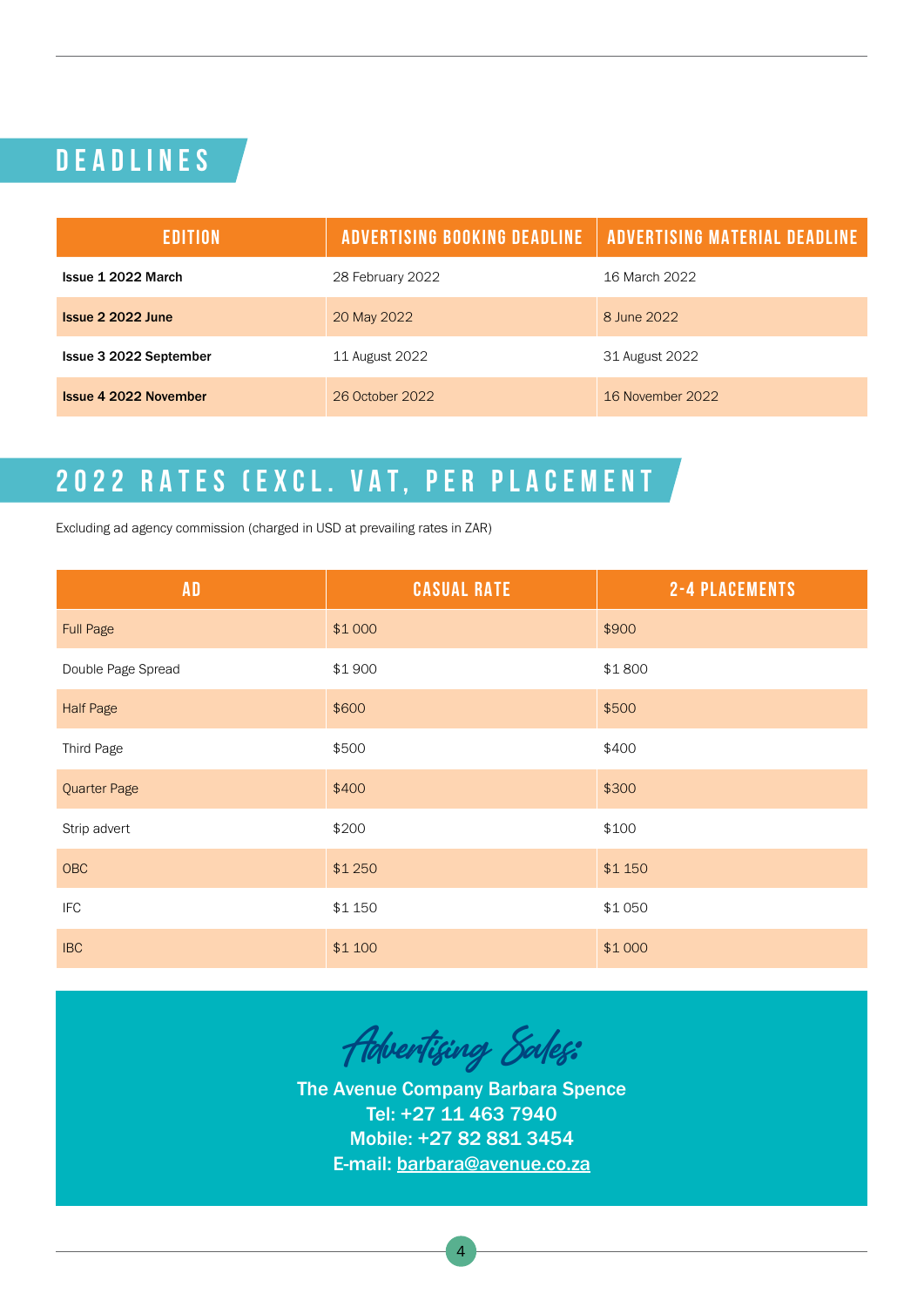## DEADLINES

| EDITION | ADVERTISING BOOKING DEADLINE | ADVERTISING MATERIAL DEADLINE |
|---|---|---|
| **Issue 1 2022 March** | 28 February 2022 | 16 March 2022 |
| **Issue 2 2022 June** | 20 May 2022 | 8 June 2022 |
| **Issue 3 2022 September** | 11 August 2022 | 31 August 2022 |
| **Issue 4 2022 November** | 26 October 2022 | 16 November 2022 |

## 2022 RATES (EXCL. VAT, PER PLACEMENT

Excluding ad agency commission (charged in USD at prevailing rates in ZAR)

| AD | CASUAL RATE | 2-4 PLACEMENTS |
|---|---|---|
| Full Page | $1 000 | $900 |
| Double Page Spread | $1 900 | $1 800 |
| Half Page | $600 | $500 |
| Third Page | $500 | $400 |
| Quarter Page | $400 | $300 |
| Strip advert | $200 | $100 |
| OBC | $1 250 | $1 150 |
| IFC | $1 150 | $1 050 |
| IBC | $1 100 | $1 000 |

*Advertising Sales:*

**The Avenue Company Barbara Spence**
**Tel: +27 11 463 7940**
**Mobile: +27 82 881 3454**
**E-mail: barbara@avenue.co.za**